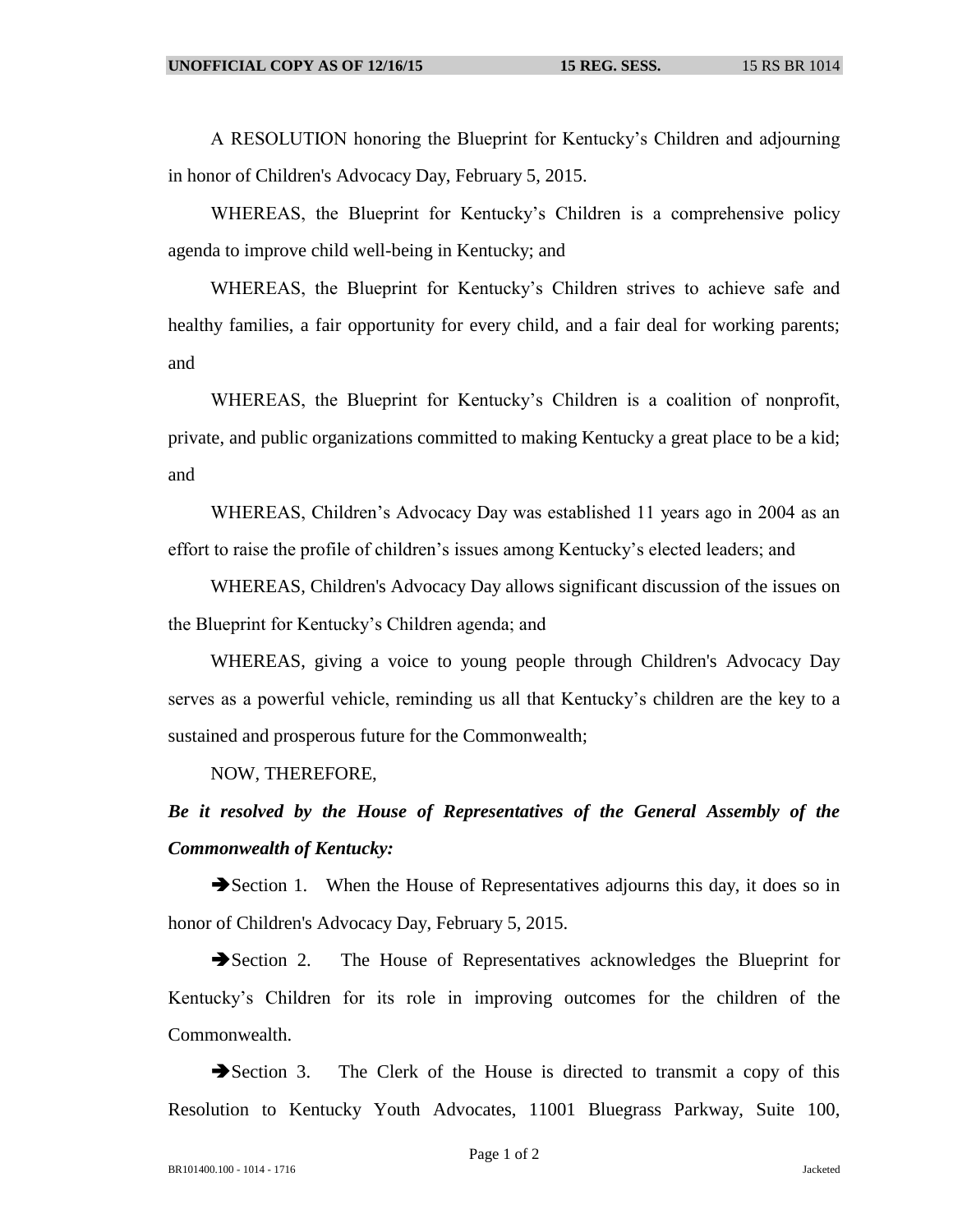A RESOLUTION honoring the Blueprint for Kentucky's Children and adjourning in honor of Children's Advocacy Day, February 5, 2015.

WHEREAS, the Blueprint for Kentucky's Children is a comprehensive policy agenda to improve child well-being in Kentucky; and

WHEREAS, the Blueprint for Kentucky's Children strives to achieve safe and healthy families, a fair opportunity for every child, and a fair deal for working parents; and

WHEREAS, the Blueprint for Kentucky's Children is a coalition of nonprofit, private, and public organizations committed to making Kentucky a great place to be a kid; and

WHEREAS, Children's Advocacy Day was established 11 years ago in 2004 as an effort to raise the profile of children's issues among Kentucky's elected leaders; and

WHEREAS, Children's Advocacy Day allows significant discussion of the issues on the Blueprint for Kentucky's Children agenda; and

WHEREAS, giving a voice to young people through Children's Advocacy Day serves as a powerful vehicle, reminding us all that Kentucky's children are the key to a sustained and prosperous future for the Commonwealth;

NOW, THEREFORE,

***Be it resolved by the House of Representatives of the General Assembly of the Commonwealth of Kentucky:***

➔Section 1. When the House of Representatives adjourns this day, it does so in honor of Children's Advocacy Day, February 5, 2015.

➔Section 2. The House of Representatives acknowledges the Blueprint for Kentucky's Children for its role in improving outcomes for the children of the Commonwealth.

➔Section 3. The Clerk of the House is directed to transmit a copy of this Resolution to Kentucky Youth Advocates, 11001 Bluegrass Parkway, Suite 100,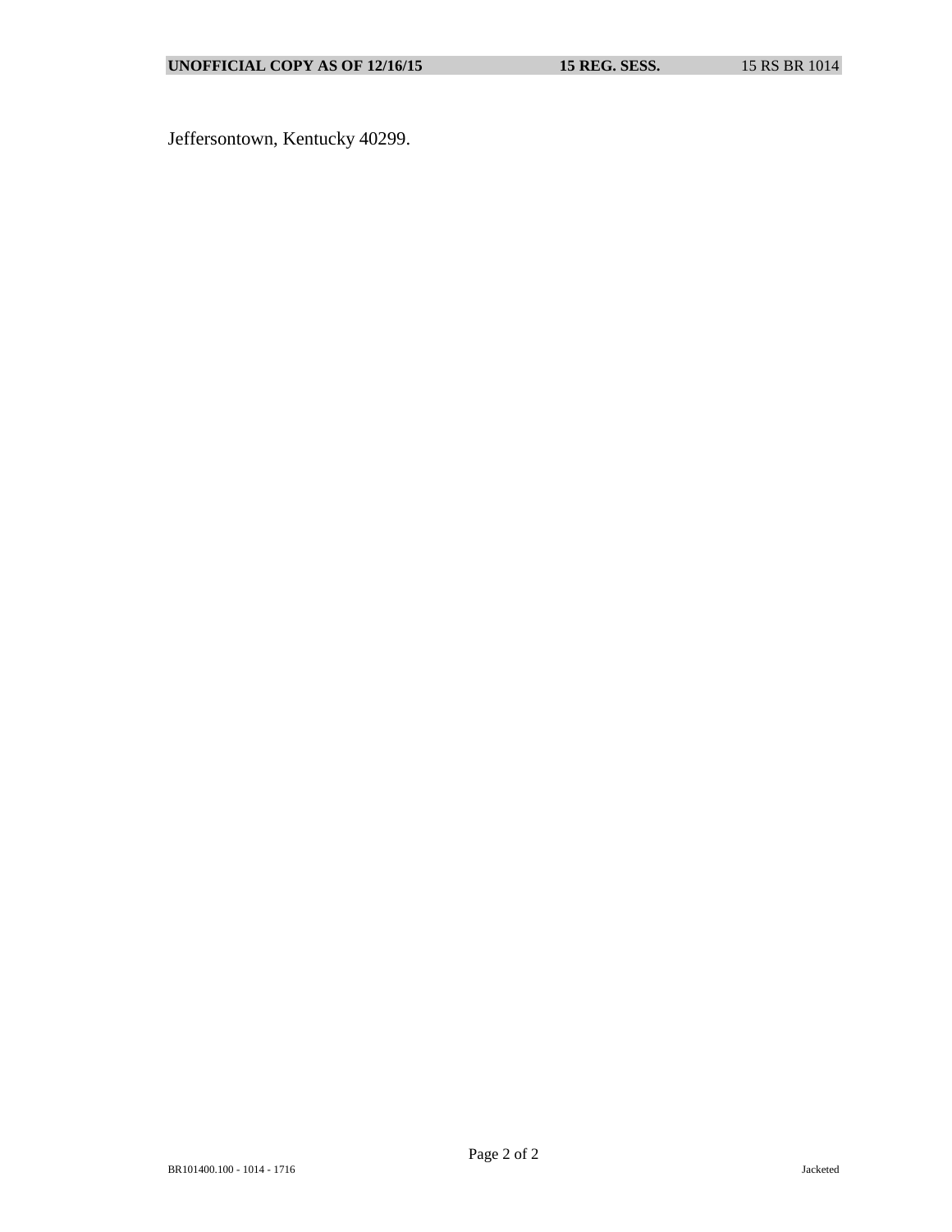Jeffersontown, Kentucky 40299.